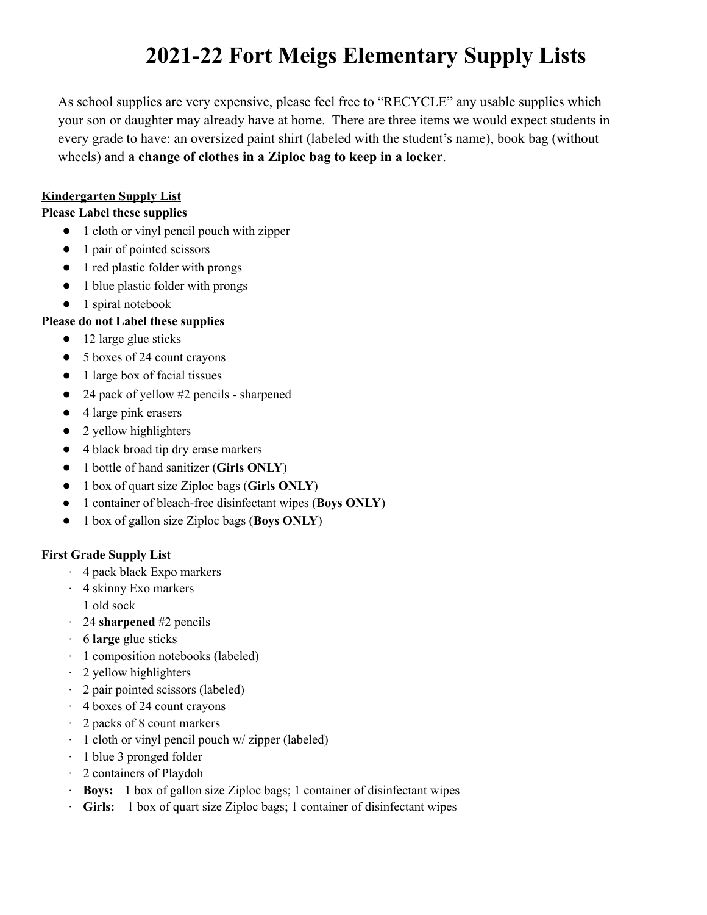# 2021-22 Fort Meigs Elementary Supply Lists

As school supplies are very expensive, please feel free to "RECYCLE" any usable supplies which your son or daughter may already have at home. There are three items we would expect students in every grade to have: an oversized paint shirt (labeled with the student's name), book bag (without wheels) and **a change of clothes in a Ziploc bag to keep in a locker**.

**Kindergarten Supply List**

**Please Label these supplies**

- 1 cloth or vinyl pencil pouch with zipper
- 1 pair of pointed scissors
- 1 red plastic folder with prongs
- 1 blue plastic folder with prongs
- 1 spiral notebook

**Please do not Label these supplies**

- 12 large glue sticks
- 5 boxes of 24 count crayons
- 1 large box of facial tissues
- 24 pack of yellow #2 pencils - sharpened
- 4 large pink erasers
- 2 yellow highlighters
- 4 black broad tip dry erase markers
- 1 bottle of hand sanitizer (**Girls ONLY**)
- 1 box of quart size Ziploc bags (**Girls ONLY**)
- 1 container of bleach-free disinfectant wipes (**Boys ONLY**)
- 1 box of gallon size Ziploc bags (**Boys ONLY**)

**First Grade Supply List**

- 4 pack black Expo markers
- 4 skinny Exo markers
- 1 old sock
- 24 **sharpened** #2 pencils
- 6 **large** glue sticks
- 1 composition notebooks (labeled)
- 2 yellow highlighters
- 2 pair pointed scissors (labeled)
- 4 boxes of 24 count crayons
- 2 packs of 8 count markers
- 1 cloth or vinyl pencil pouch w/ zipper (labeled)
- 1 blue 3 pronged folder
- 2 containers of Playdoh
- **Boys:** 1 box of gallon size Ziploc bags; 1 container of disinfectant wipes
- **Girls:** 1 box of quart size Ziploc bags; 1 container of disinfectant wipes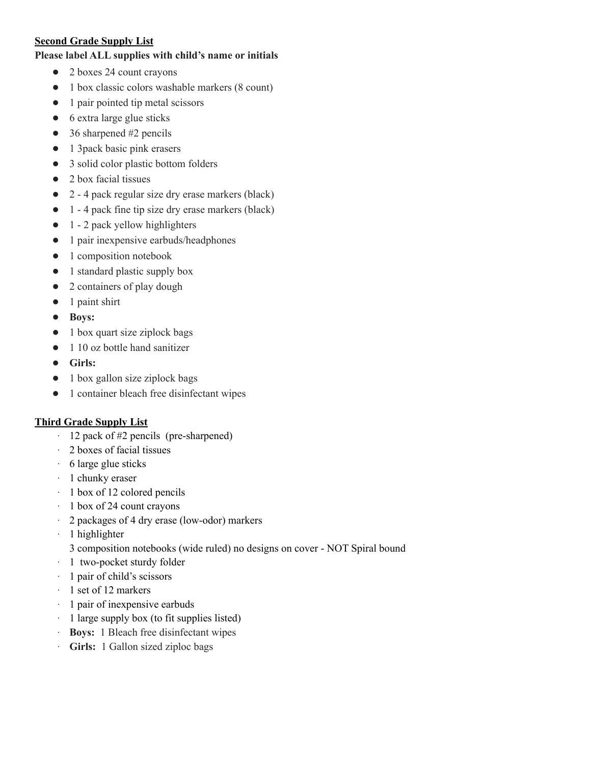**<u>Second Grade Supply List</u>**

**Please label ALL supplies with child's name or initials**

- 2 boxes 24 count crayons
- 1 box classic colors washable markers (8 count)
- 1 pair pointed tip metal scissors
- 6 extra large glue sticks
- 36 sharpened #2 pencils
- 1 3pack basic pink erasers
- 3 solid color plastic bottom folders
- 2 box facial tissues
- 2 - 4 pack regular size dry erase markers (black)
- 1 - 4 pack fine tip size dry erase markers (black)
- 1 - 2 pack yellow highlighters
- 1 pair inexpensive earbuds/headphones
- 1 composition notebook
- 1 standard plastic supply box
- 2 containers of play dough
- 1 paint shirt
- **Boys:**
- 1 box quart size ziplock bags
- 1 10 oz bottle hand sanitizer
- **Girls:**
- 1 box gallon size ziplock bags
- 1 container bleach free disinfectant wipes

**<u>Third Grade Supply List</u>**

- 12 pack of #2 pencils (pre-sharpened)
- 2 boxes of facial tissues
- 6 large glue sticks
- 1 chunky eraser
- 1 box of 12 colored pencils
- 1 box of 24 count crayons
- 2 packages of 4 dry erase (low-odor) markers
- 1 highlighter

  3 composition notebooks (wide ruled) no designs on cover - NOT Spiral bound
- 1 two-pocket sturdy folder
- 1 pair of child's scissors
- 1 set of 12 markers
- 1 pair of inexpensive earbuds
- 1 large supply box (to fit supplies listed)
- **Boys:** 1 Bleach free disinfectant wipes
- **Girls:** 1 Gallon sized ziploc bags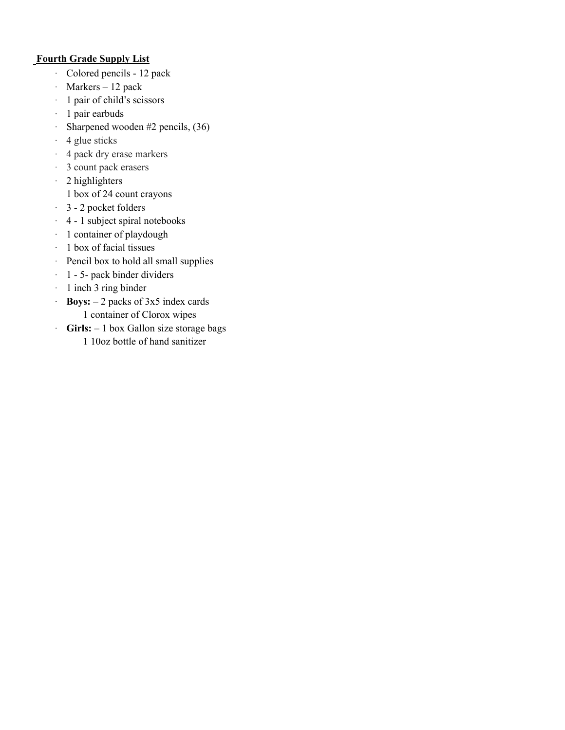**Fourth Grade Supply List**

- Colored pencils - 12 pack
- Markers – 12 pack
- 1 pair of child's scissors
- 1 pair earbuds
- Sharpened wooden #2 pencils, (36)
- 4 glue sticks
- 4 pack dry erase markers
- 3 count pack erasers
- 2 highlighters
  1 box of 24 count crayons
- 3 - 2 pocket folders
- 4 - 1 subject spiral notebooks
- 1 container of playdough
- 1 box of facial tissues
- Pencil box to hold all small supplies
- 1 - 5- pack binder dividers
- 1 inch 3 ring binder
- **Boys:** – 2 packs of 3x5 index cards
  1 container of Clorox wipes
- **Girls:** – 1 box Gallon size storage bags
  1 10oz bottle of hand sanitizer